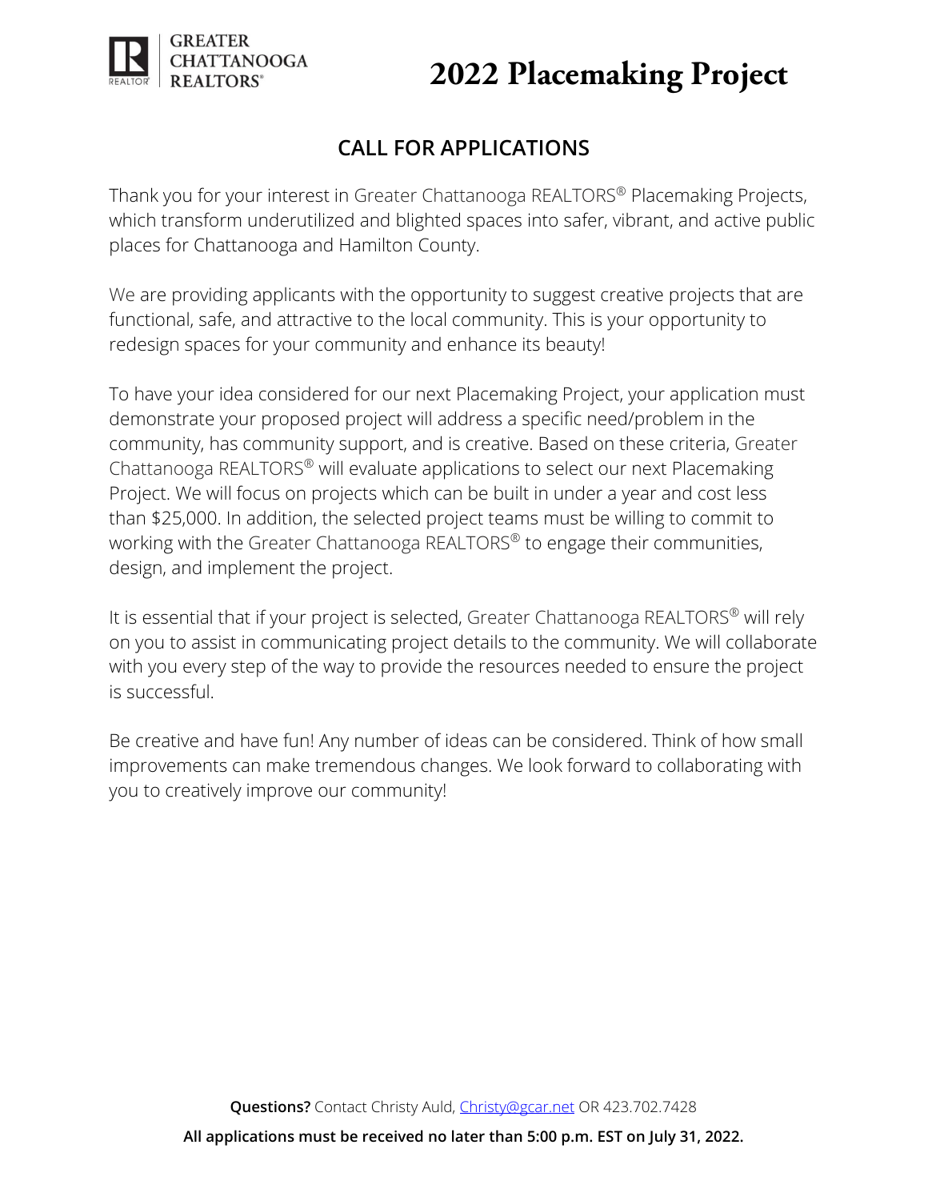GREATER CHATTANOOGA REALTORS®

# 2022 Placemaking Project

## CALL FOR APPLICATIONS

Thank you for your interest in Greater Chattanooga REALTORS® Placemaking Projects, which transform underutilized and blighted spaces into safer, vibrant, and active public places for Chattanooga and Hamilton County.

We are providing applicants with the opportunity to suggest creative projects that are functional, safe, and attractive to the local community. This is your opportunity to redesign spaces for your community and enhance its beauty!

To have your idea considered for our next Placemaking Project, your application must demonstrate your proposed project will address a specific need/problem in the community, has community support, and is creative. Based on these criteria, Greater Chattanooga REALTORS® will evaluate applications to select our next Placemaking Project. We will focus on projects which can be built in under a year and cost less than $25,000. In addition, the selected project teams must be willing to commit to working with the Greater Chattanooga REALTORS® to engage their communities, design, and implement the project.

It is essential that if your project is selected, Greater Chattanooga REALTORS® will rely on you to assist in communicating project details to the community. We will collaborate with you every step of the way to provide the resources needed to ensure the project is successful.

Be creative and have fun! Any number of ideas can be considered. Think of how small improvements can make tremendous changes. We look forward to collaborating with you to creatively improve our community!

**Questions?** Contact Christy Auld, Christy@gcar.net OR 423.702.7428

**All applications must be received no later than 5:00 p.m. EST on July 31, 2022.**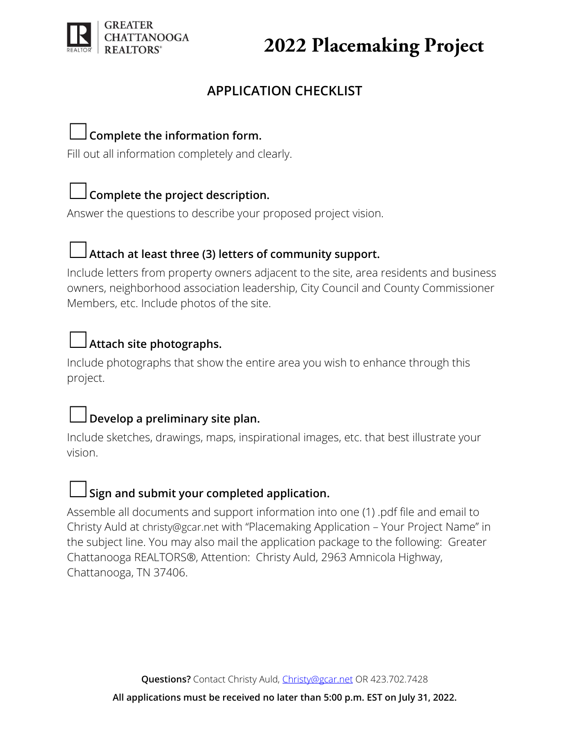GREATER CHATTANOOGA REALTORS®

# 2022 Placemaking Project

## APPLICATION CHECKLIST

☐ **Complete the information form.**

Fill out all information completely and clearly.

☐ **Complete the project description.**

Answer the questions to describe your proposed project vision.

☐ **Attach at least three (3) letters of community support.**

Include letters from property owners adjacent to the site, area residents and business owners, neighborhood association leadership, City Council and County Commissioner Members, etc. Include photos of the site.

☐ **Attach site photographs.**

Include photographs that show the entire area you wish to enhance through this project.

☐ **Develop a preliminary site plan.**

Include sketches, drawings, maps, inspirational images, etc. that best illustrate your vision.

☐ **Sign and submit your completed application.**

Assemble all documents and support information into one (1) .pdf file and email to Christy Auld at christy@gcar.net with "Placemaking Application – Your Project Name" in the subject line. You may also mail the application package to the following: Greater Chattanooga REALTORS®, Attention: Christy Auld, 2963 Amnicola Highway, Chattanooga, TN 37406.

**Questions?** Contact Christy Auld, Christy@gcar.net OR 423.702.7428

**All applications must be received no later than 5:00 p.m. EST on July 31, 2022.**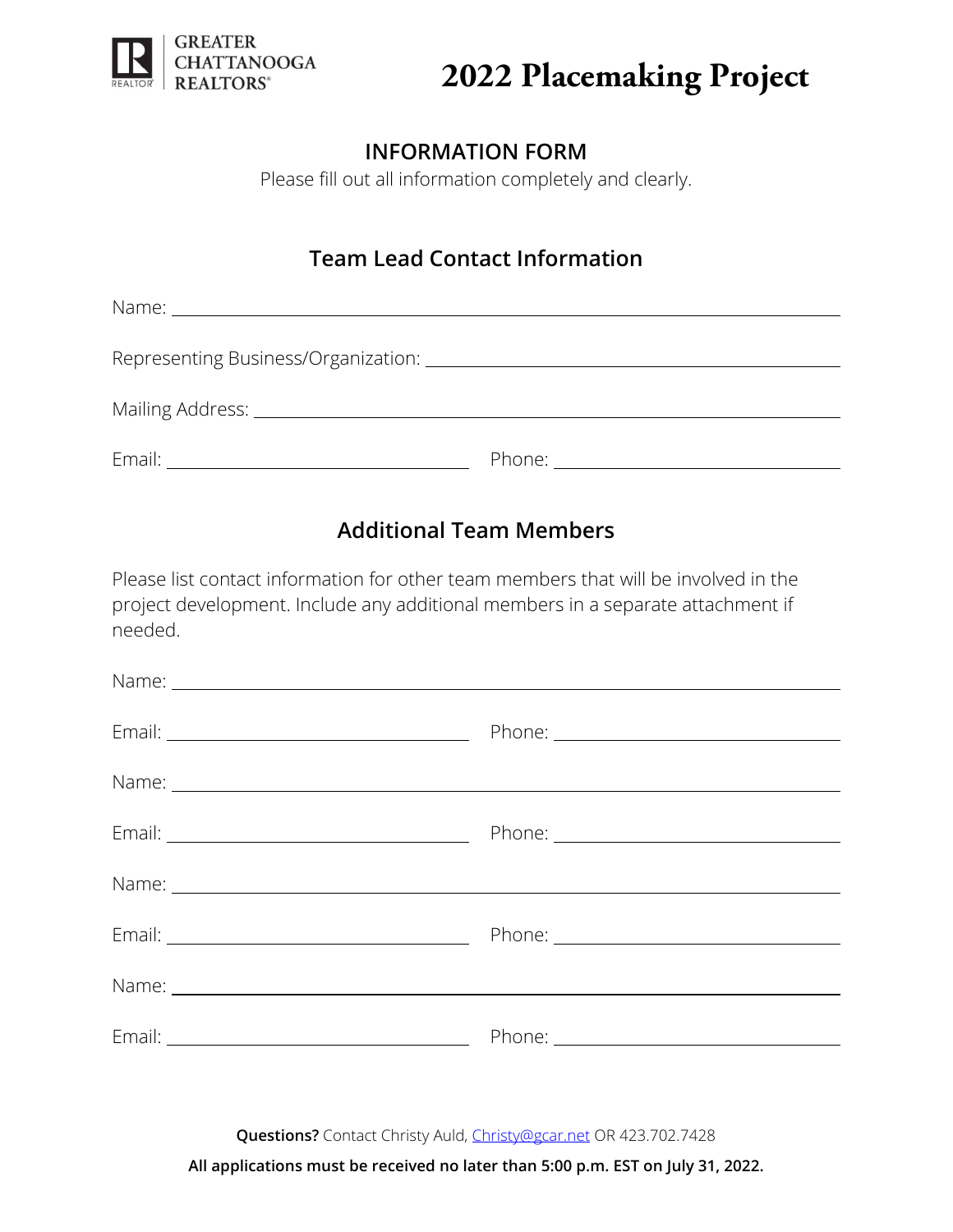GREATER CHATTANOOGA REALTORS®

# 2022 Placemaking Project

## INFORMATION FORM

Please fill out all information completely and clearly.

### Team Lead Contact Information

Name: ______________________________________________

Representing Business/Organization: ______________________________

Mailing Address: ______________________________________

Email: ______________________ Phone: ______________________

### Additional Team Members

Please list contact information for other team members that will be involved in the project development. Include any additional members in a separate attachment if needed.

Name: ______________________________________________

Email: ______________________ Phone: ______________________

Name: ______________________________________________

Email: ______________________ Phone: ______________________

Name: ______________________________________________

Email: ______________________ Phone: ______________________

Name: ______________________________________________

Email: ______________________ Phone: ______________________

**Questions?** Contact Christy Auld, Christy@gcar.net OR 423.702.7428

**All applications must be received no later than 5:00 p.m. EST on July 31, 2022.**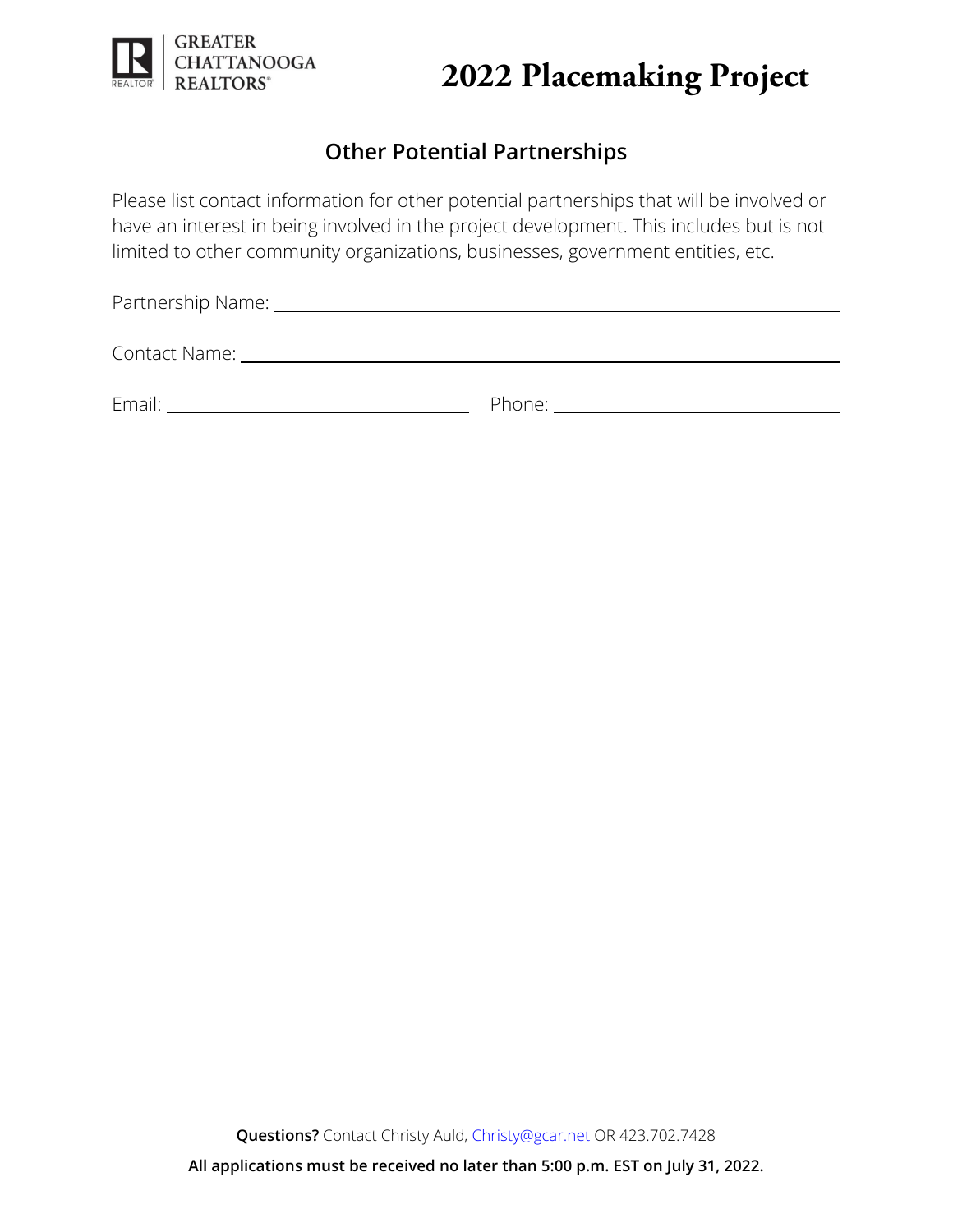GREATER CHATTANOOGA REALTORS®

# 2022 Placemaking Project

## Other Potential Partnerships

Please list contact information for other potential partnerships that will be involved or have an interest in being involved in the project development. This includes but is not limited to other community organizations, businesses, government entities, etc.

Partnership Name: ______________________________________________

Contact Name: ______________________________________________

Email: ______________________ Phone: ______________________

**Questions?** Contact Christy Auld, [Christy@gcar.net](mailto:Christy@gcar.net) OR 423.702.7428

**All applications must be received no later than 5:00 p.m. EST on July 31, 2022.**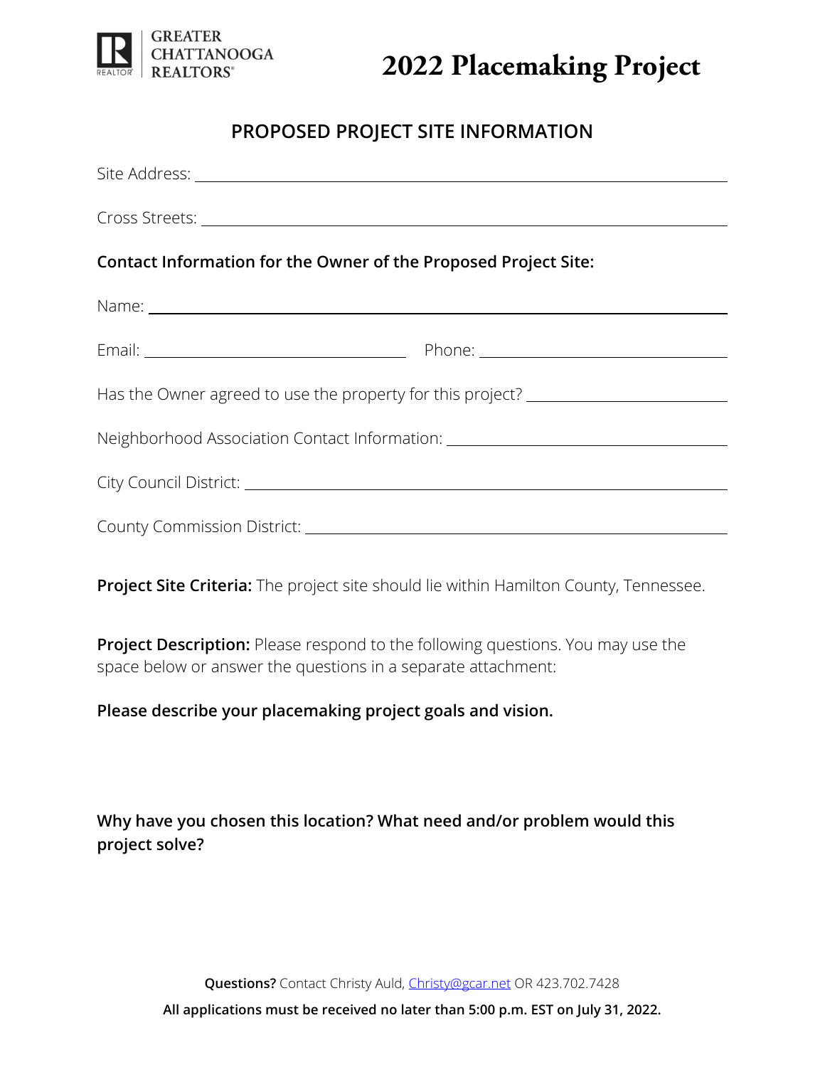GREATER CHATTANOOGA REALTORS®

# 2022 Placemaking Project

## PROPOSED PROJECT SITE INFORMATION

Site Address: \_\_\_\_\_\_\_\_\_\_\_\_\_\_\_\_\_\_\_\_\_\_\_\_\_\_\_\_\_\_\_\_\_\_\_\_\_\_\_\_

Cross Streets: \_\_\_\_\_\_\_\_\_\_\_\_\_\_\_\_\_\_\_\_\_\_\_\_\_\_\_\_\_\_\_\_\_\_\_\_\_\_\_\_

**Contact Information for the Owner of the Proposed Project Site:**

Name: \_\_\_\_\_\_\_\_\_\_\_\_\_\_\_\_\_\_\_\_\_\_\_\_\_\_\_\_\_\_\_\_\_\_\_\_\_\_\_\_

Email: \_\_\_\_\_\_\_\_\_\_\_\_\_\_\_\_\_\_\_\_ Phone: \_\_\_\_\_\_\_\_\_\_\_\_\_\_\_\_\_\_\_\_

Has the Owner agreed to use the property for this project? \_\_\_\_\_\_\_\_\_\_\_\_\_\_\_\_\_\_\_\_

Neighborhood Association Contact Information: \_\_\_\_\_\_\_\_\_\_\_\_\_\_\_\_\_\_\_\_

City Council District: \_\_\_\_\_\_\_\_\_\_\_\_\_\_\_\_\_\_\_\_\_\_\_\_\_\_\_\_\_\_\_\_\_\_\_\_\_\_\_\_

County Commission District: \_\_\_\_\_\_\_\_\_\_\_\_\_\_\_\_\_\_\_\_\_\_\_\_\_\_\_\_\_\_\_\_\_\_\_\_

**Project Site Criteria:** The project site should lie within Hamilton County, Tennessee.

**Project Description:** Please respond to the following questions. You may use the space below or answer the questions in a separate attachment:

**Please describe your placemaking project goals and vision.**

**Why have you chosen this location? What need and/or problem would this project solve?**

**Questions?** Contact Christy Auld, Christy@gcar.net OR 423.702.7428

**All applications must be received no later than 5:00 p.m. EST on July 31, 2022.**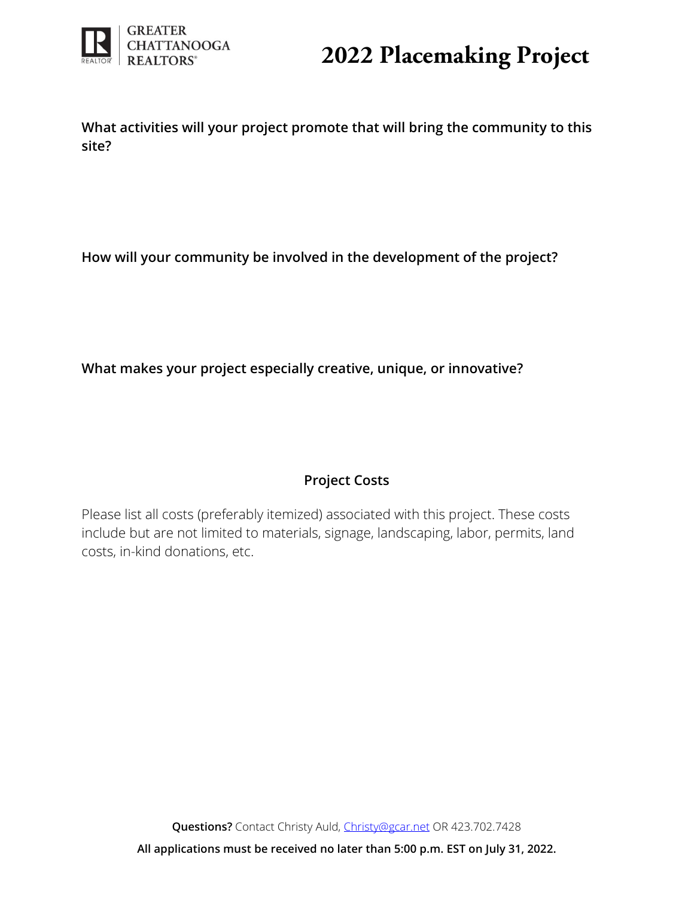**What activities will your project promote that will bring the community to this site?**

**How will your community be involved in the development of the project?**

**What makes your project especially creative, unique, or innovative?**

## Project Costs

Please list all costs (preferably itemized) associated with this project. These costs include but are not limited to materials, signage, landscaping, labor, permits, land costs, in-kind donations, etc.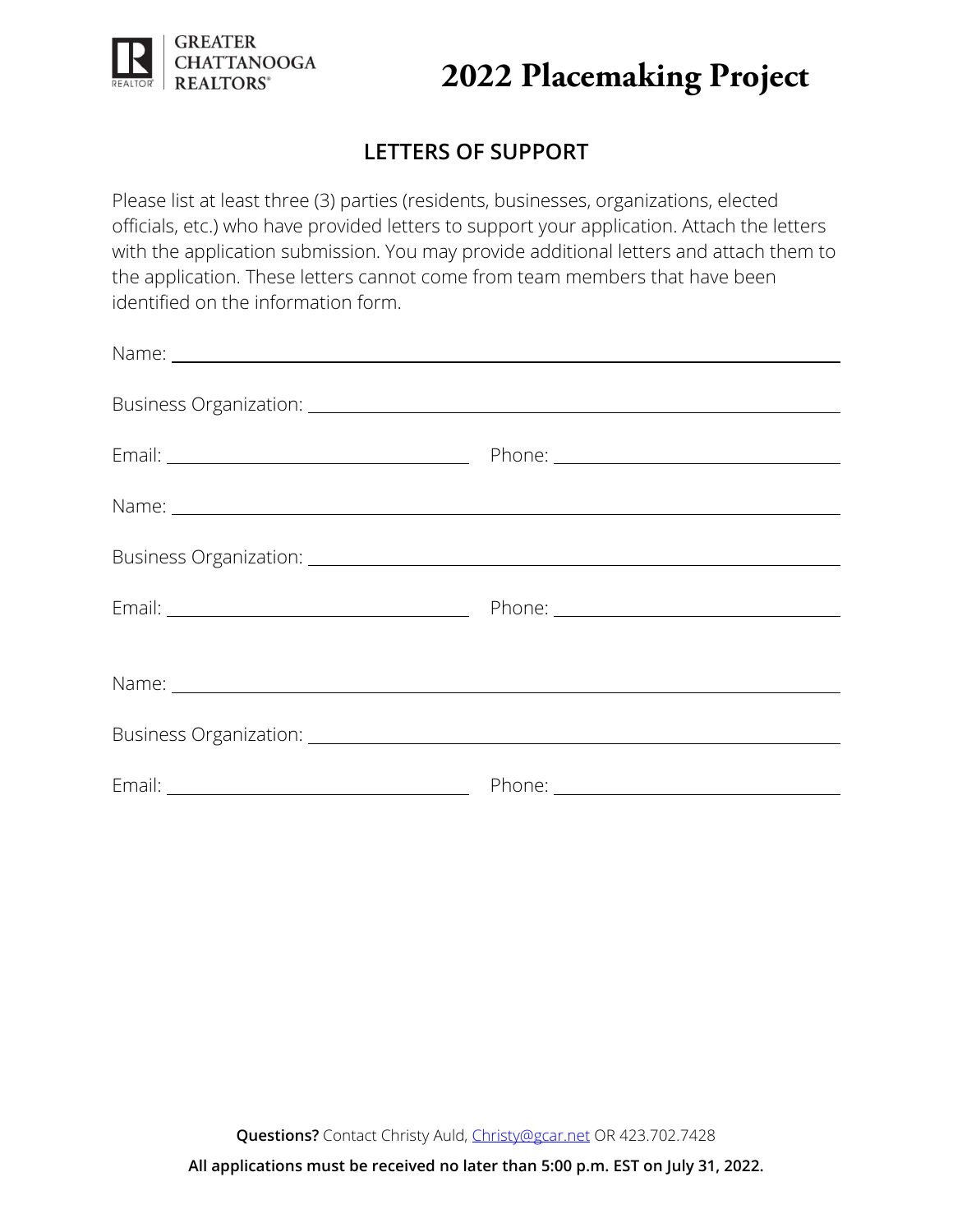GREATER CHATTANOOGA REALTORS®

# 2022 Placemaking Project

## LETTERS OF SUPPORT

Please list at least three (3) parties (residents, businesses, organizations, elected officials, etc.) who have provided letters to support your application. Attach the letters with the application submission. You may provide additional letters and attach them to the application. These letters cannot come from team members that have been identified on the information form.

Name: ______________________________

Business Organization: ______________________________

Email: ______________________________ Phone: ______________________________

Name: ______________________________

Business Organization: ______________________________

Email: ______________________________ Phone: ______________________________

Name: ______________________________

Business Organization: ______________________________

Email: ______________________________ Phone: ______________________________

**Questions?** Contact Christy Auld, Christy@gcar.net OR 423.702.7428

**All applications must be received no later than 5:00 p.m. EST on July 31, 2022.**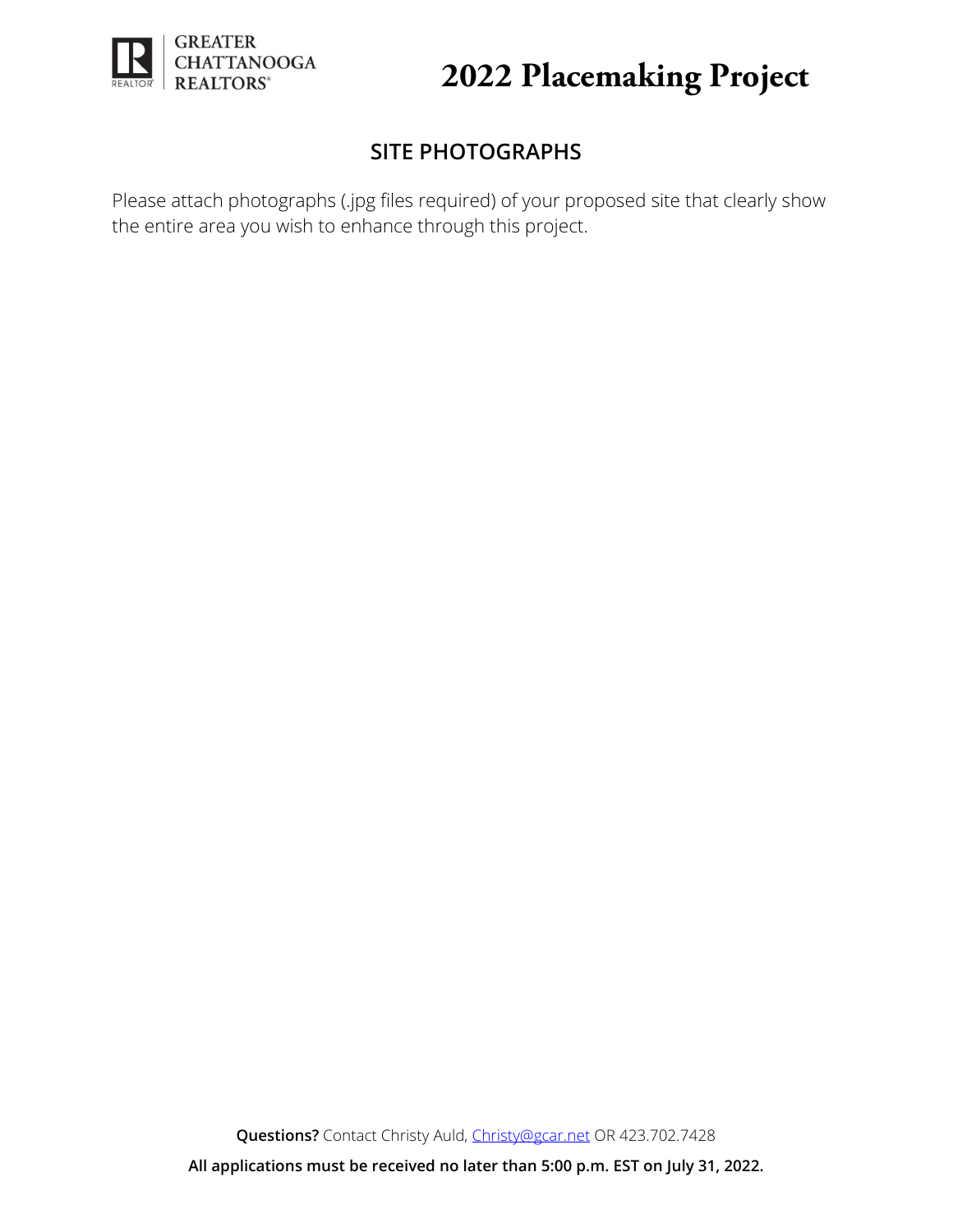# 2022 Placemaking Project

## SITE PHOTOGRAPHS

Please attach photographs (.jpg files required) of your proposed site that clearly show the entire area you wish to enhance through this project.

**Questions?** Contact Christy Auld, Christy@gcar.net OR 423.702.7428

**All applications must be received no later than 5:00 p.m. EST on July 31, 2022.**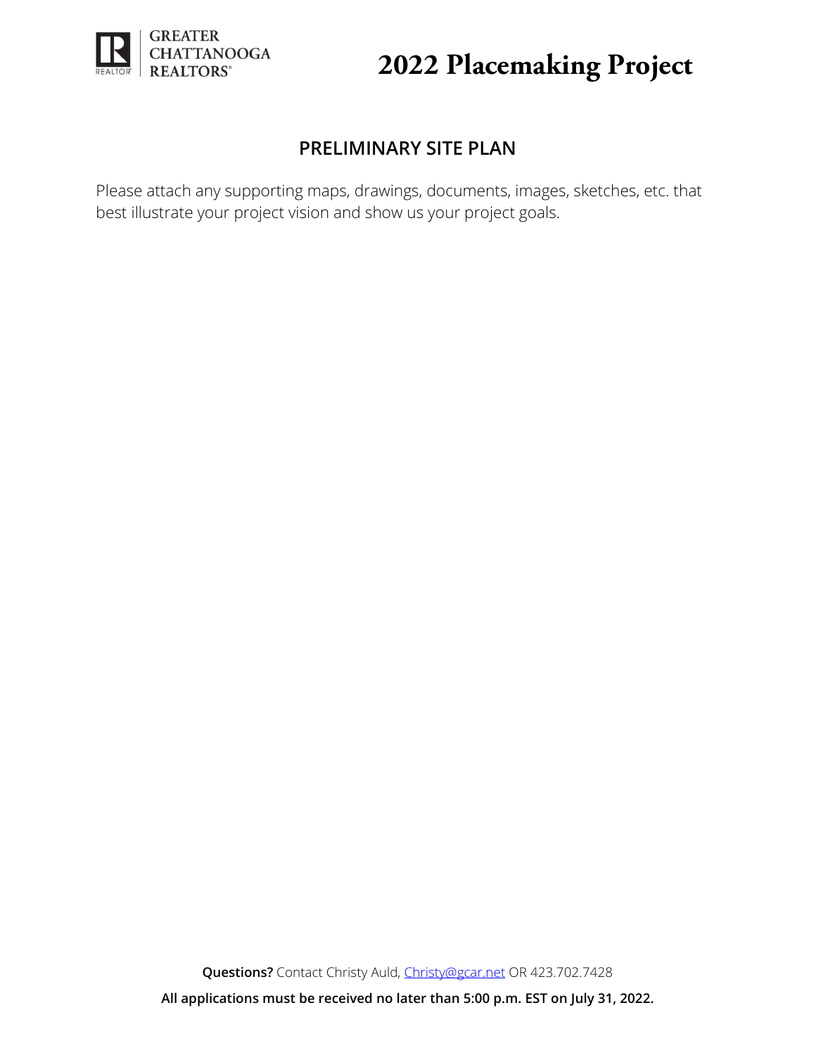## PRELIMINARY SITE PLAN

Please attach any supporting maps, drawings, documents, images, sketches, etc. that best illustrate your project vision and show us your project goals.

**Questions?** Contact Christy Auld, Christy@gcar.net OR 423.702.7428

**All applications must be received no later than 5:00 p.m. EST on July 31, 2022.**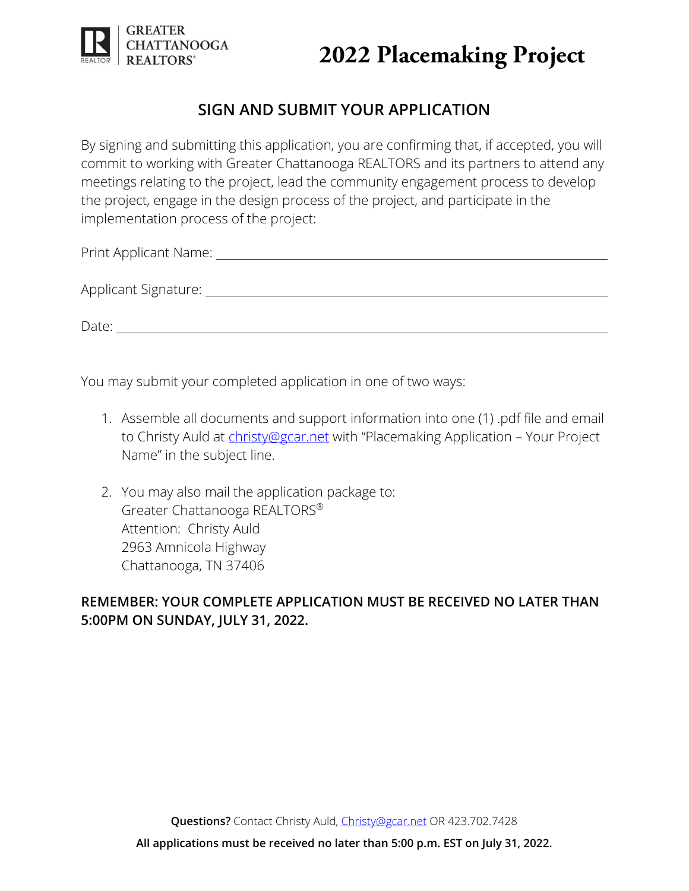GREATER CHATTANOOGA REALTORS®

# 2022 Placemaking Project

## SIGN AND SUBMIT YOUR APPLICATION

By signing and submitting this application, you are confirming that, if accepted, you will commit to working with Greater Chattanooga REALTORS and its partners to attend any meetings relating to the project, lead the community engagement process to develop the project, engage in the design process of the project, and participate in the implementation process of the project:

Print Applicant Name: ______________________________________________

Applicant Signature: ______________________________________________

Date: ______________________________________________

You may submit your completed application in one of two ways:

1. Assemble all documents and support information into one (1) .pdf file and email to Christy Auld at christy@gcar.net with "Placemaking Application – Your Project Name" in the subject line.

2. You may also mail the application package to:
   Greater Chattanooga REALTORS®
   Attention: Christy Auld
   2963 Amnicola Highway
   Chattanooga, TN 37406

**REMEMBER: YOUR COMPLETE APPLICATION MUST BE RECEIVED NO LATER THAN 5:00PM ON SUNDAY, JULY 31, 2022.**

**Questions?** Contact Christy Auld, Christy@gcar.net OR 423.702.7428

**All applications must be received no later than 5:00 p.m. EST on July 31, 2022.**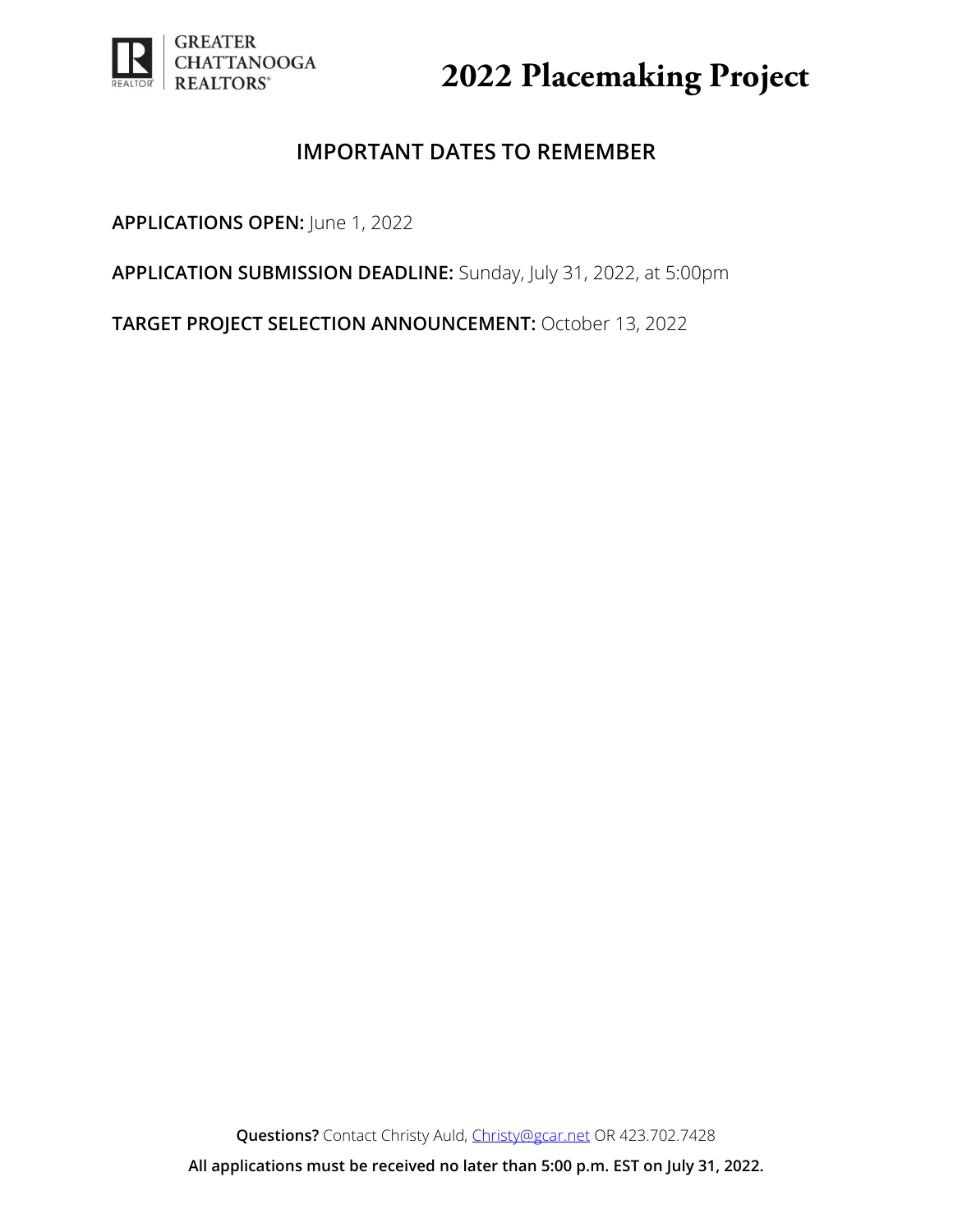# 2022 Placemaking Project

## IMPORTANT DATES TO REMEMBER

**APPLICATIONS OPEN:** June 1, 2022

**APPLICATION SUBMISSION DEADLINE:** Sunday, July 31, 2022, at 5:00pm

**TARGET PROJECT SELECTION ANNOUNCEMENT:** October 13, 2022

**Questions?** Contact Christy Auld, Christy@gcar.net OR 423.702.7428

**All applications must be received no later than 5:00 p.m. EST on July 31, 2022.**